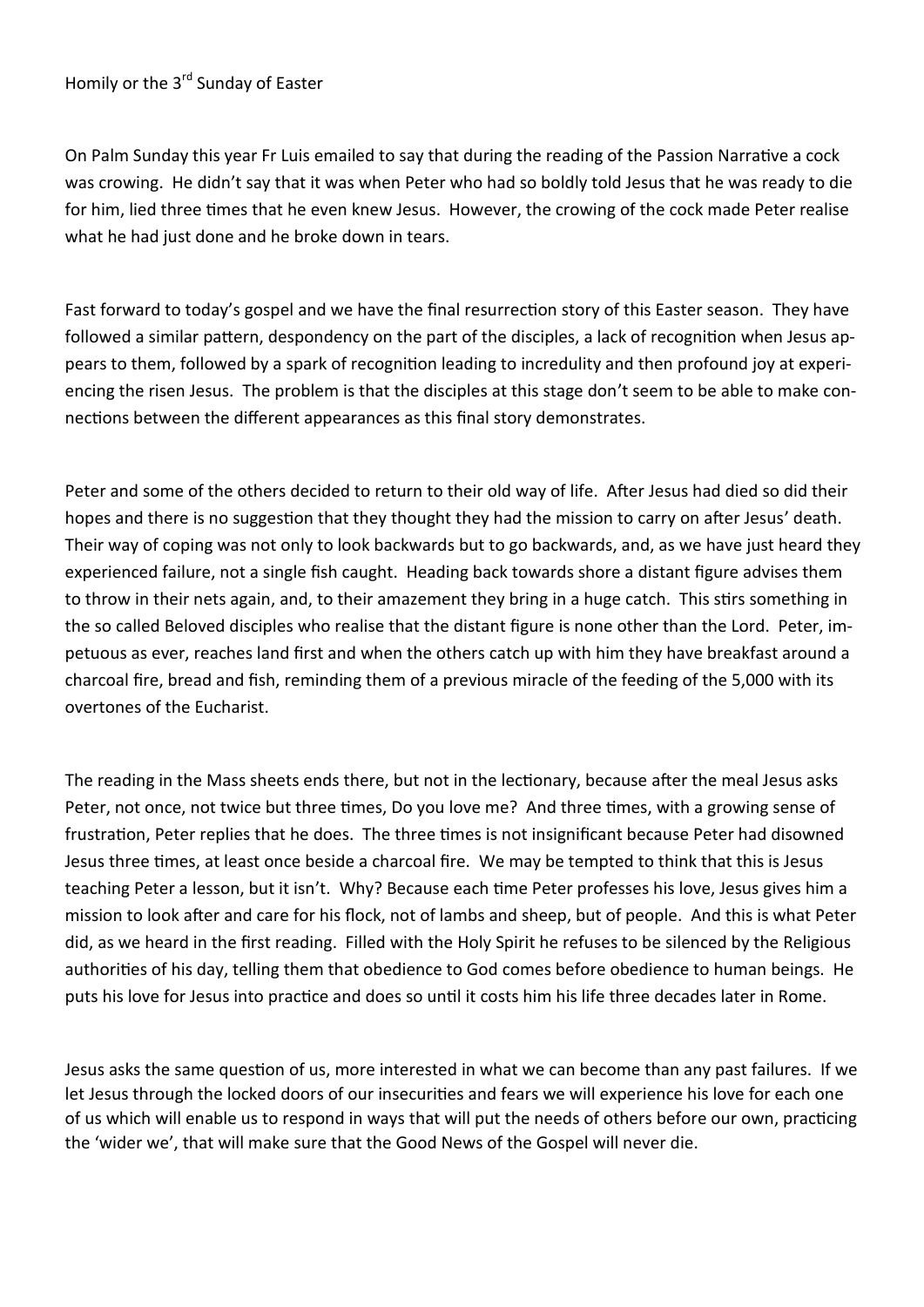Homily or the 3rd Sunday of Easter

On Palm Sunday this year Fr Luis emailed to say that during the reading of the Passion Narrative a cock was crowing. He didn't say that it was when Peter who had so boldly told Jesus that he was ready to die for him, lied three times that he even knew Jesus. However, the crowing of the cock made Peter realise what he had just done and he broke down in tears.

Fast forward to today's gospel and we have the final resurrection story of this Easter season. They have followed a similar pattern, despondency on the part of the disciples, a lack of recognition when Jesus appears to them, followed by a spark of recognition leading to incredulity and then profound joy at experiencing the risen Jesus. The problem is that the disciples at this stage don't seem to be able to make connections between the different appearances as this final story demonstrates.

Peter and some of the others decided to return to their old way of life. After Jesus had died so did their hopes and there is no suggestion that they thought they had the mission to carry on after Jesus' death. Their way of coping was not only to look backwards but to go backwards, and, as we have just heard they experienced failure, not a single fish caught. Heading back towards shore a distant figure advises them to throw in their nets again, and, to their amazement they bring in a huge catch. This stirs something in the so called Beloved disciples who realise that the distant figure is none other than the Lord. Peter, impetuous as ever, reaches land first and when the others catch up with him they have breakfast around a charcoal fire, bread and fish, reminding them of a previous miracle of the feeding of the 5,000 with its overtones of the Eucharist.

The reading in the Mass sheets ends there, but not in the lectionary, because after the meal Jesus asks Peter, not once, not twice but three times, Do you love me? And three times, with a growing sense of frustration, Peter replies that he does. The three times is not insignificant because Peter had disowned Jesus three times, at least once beside a charcoal fire. We may be tempted to think that this is Jesus teaching Peter a lesson, but it isn't. Why? Because each time Peter professes his love, Jesus gives him a mission to look after and care for his flock, not of lambs and sheep, but of people. And this is what Peter did, as we heard in the first reading. Filled with the Holy Spirit he refuses to be silenced by the Religious authorities of his day, telling them that obedience to God comes before obedience to human beings. He puts his love for Jesus into practice and does so until it costs him his life three decades later in Rome.

Jesus asks the same question of us, more interested in what we can become than any past failures. If we let Jesus through the locked doors of our insecurities and fears we will experience his love for each one of us which will enable us to respond in ways that will put the needs of others before our own, practicing the 'wider we', that will make sure that the Good News of the Gospel will never die.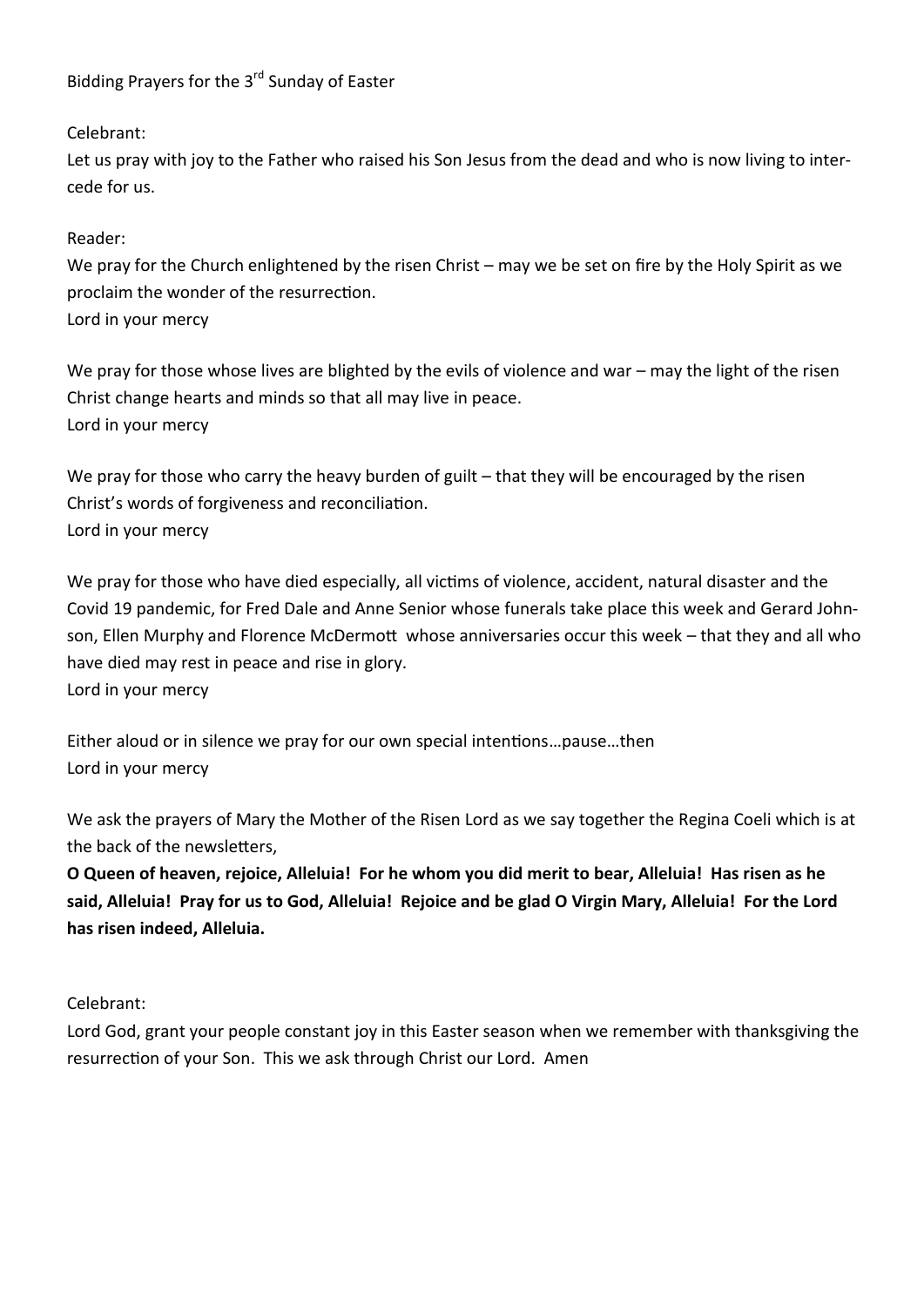Bidding Prayers for the 3rd Sunday of Easter

Celebrant:
Let us pray with joy to the Father who raised his Son Jesus from the dead and who is now living to intercede for us.

Reader:
We pray for the Church enlightened by the risen Christ – may we be set on fire by the Holy Spirit as we proclaim the wonder of the resurrection.
Lord in your mercy

We pray for those whose lives are blighted by the evils of violence and war – may the light of the risen Christ change hearts and minds so that all may live in peace.
Lord in your mercy

We pray for those who carry the heavy burden of guilt – that they will be encouraged by the risen Christ's words of forgiveness and reconciliation.
Lord in your mercy

We pray for those who have died especially, all victims of violence, accident, natural disaster and the Covid 19 pandemic, for Fred Dale and Anne Senior whose funerals take place this week and Gerard Johnson, Ellen Murphy and Florence McDermott whose anniversaries occur this week – that they and all who have died may rest in peace and rise in glory.
Lord in your mercy

Either aloud or in silence we pray for our own special intentions…pause…then
Lord in your mercy

We ask the prayers of Mary the Mother of the Risen Lord as we say together the Regina Coeli which is at the back of the newsletters,

**O Queen of heaven, rejoice, Alleluia! For he whom you did merit to bear, Alleluia! Has risen as he said, Alleluia! Pray for us to God, Alleluia! Rejoice and be glad O Virgin Mary, Alleluia! For the Lord has risen indeed, Alleluia.**

Celebrant:
Lord God, grant your people constant joy in this Easter season when we remember with thanksgiving the resurrection of your Son. This we ask through Christ our Lord. Amen